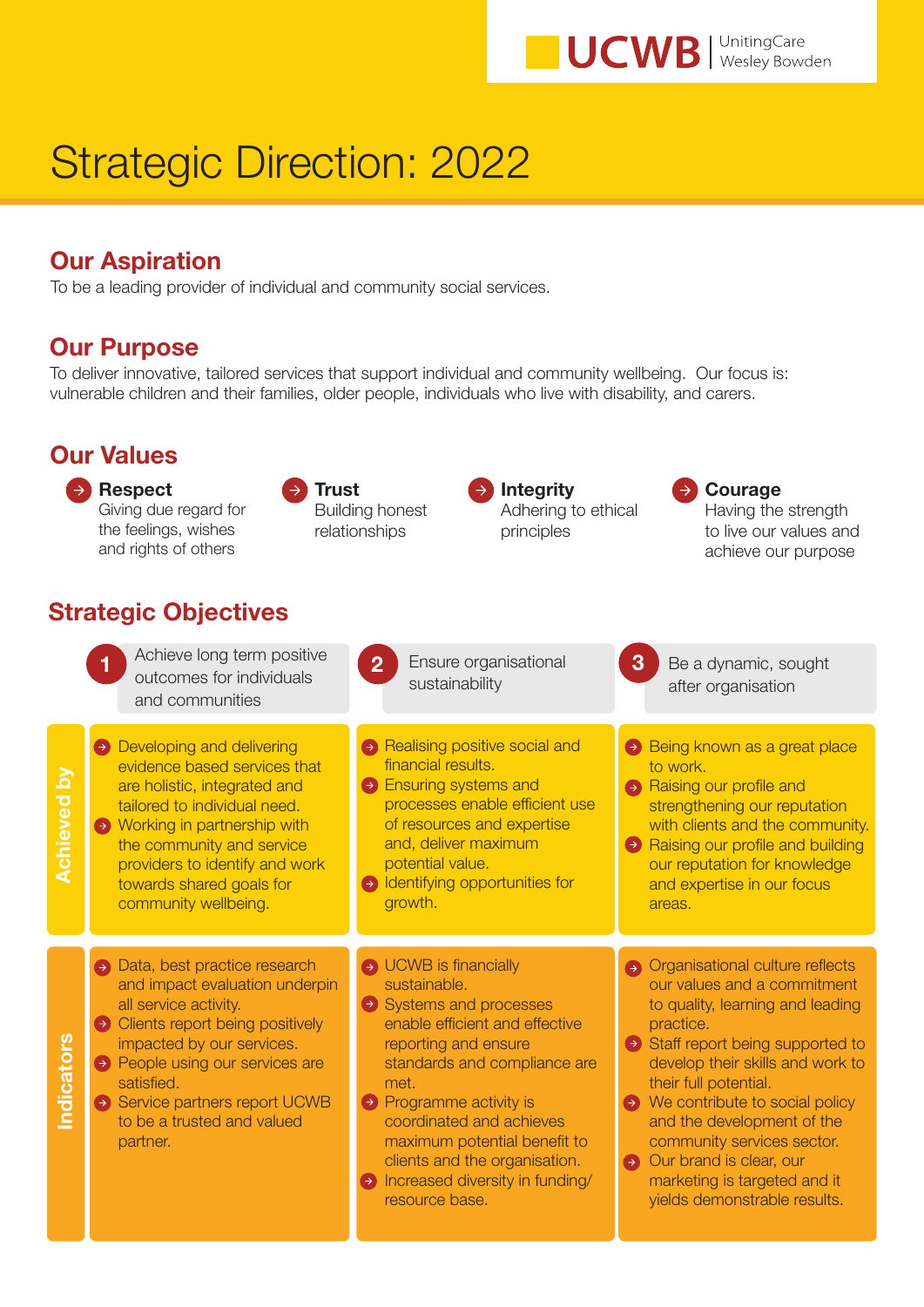UCWB | UnitingCare Wesley Bowden

# Strategic Direction: 2022

## Our Aspiration

To be a leading provider of individual and community social services.

## Our Purpose

To deliver innovative, tailored services that support individual and community wellbeing. Our focus is: vulnerable children and their families, older people, individuals who live with disability, and carers.

## Our Values

- **Respect** Giving due regard for the feelings, wishes and rights of others
- **Trust** Building honest relationships
- **Integrity** Adhering to ethical principles
- **Courage** Having the strength to live our values and achieve our purpose

## Strategic Objectives

| | 1 Achieve long term positive outcomes for individuals and communities | 2 Ensure organisational sustainability | 3 Be a dynamic, sought after organisation |
| --- | --- | --- | --- |
| **Achieved by** | - Developing and delivering evidence based services that are holistic, integrated and tailored to individual need.<br>- Working in partnership with the community and service providers to identify and work towards shared goals for community wellbeing. | - Realising positive social and financial results.<br>- Ensuring systems and processes enable efficient use of resources and expertise and, deliver maximum potential value.<br>- Identifying opportunities for growth. | - Being known as a great place to work.<br>- Raising our profile and strengthening our reputation with clients and the community.<br>- Raising our profile and building our reputation for knowledge and expertise in our focus areas. |
| **Indicators** | - Data, best practice research and impact evaluation underpin all service activity.<br>- Clients report being positively impacted by our services.<br>- People using our services are satisfied.<br>- Service partners report UCWB to be a trusted and valued partner. | - UCWB is financially sustainable.<br>- Systems and processes enable efficient and effective reporting and ensure standards and compliance are met.<br>- Programme activity is coordinated and achieves maximum potential benefit to clients and the organisation.<br>- Increased diversity in funding/ resource base. | - Organisational culture reflects our values and a commitment to quality, learning and leading practice.<br>- Staff report being supported to develop their skills and work to their full potential.<br>- We contribute to social policy and the development of the community services sector.<br>- Our brand is clear, our marketing is targeted and it yields demonstrable results. |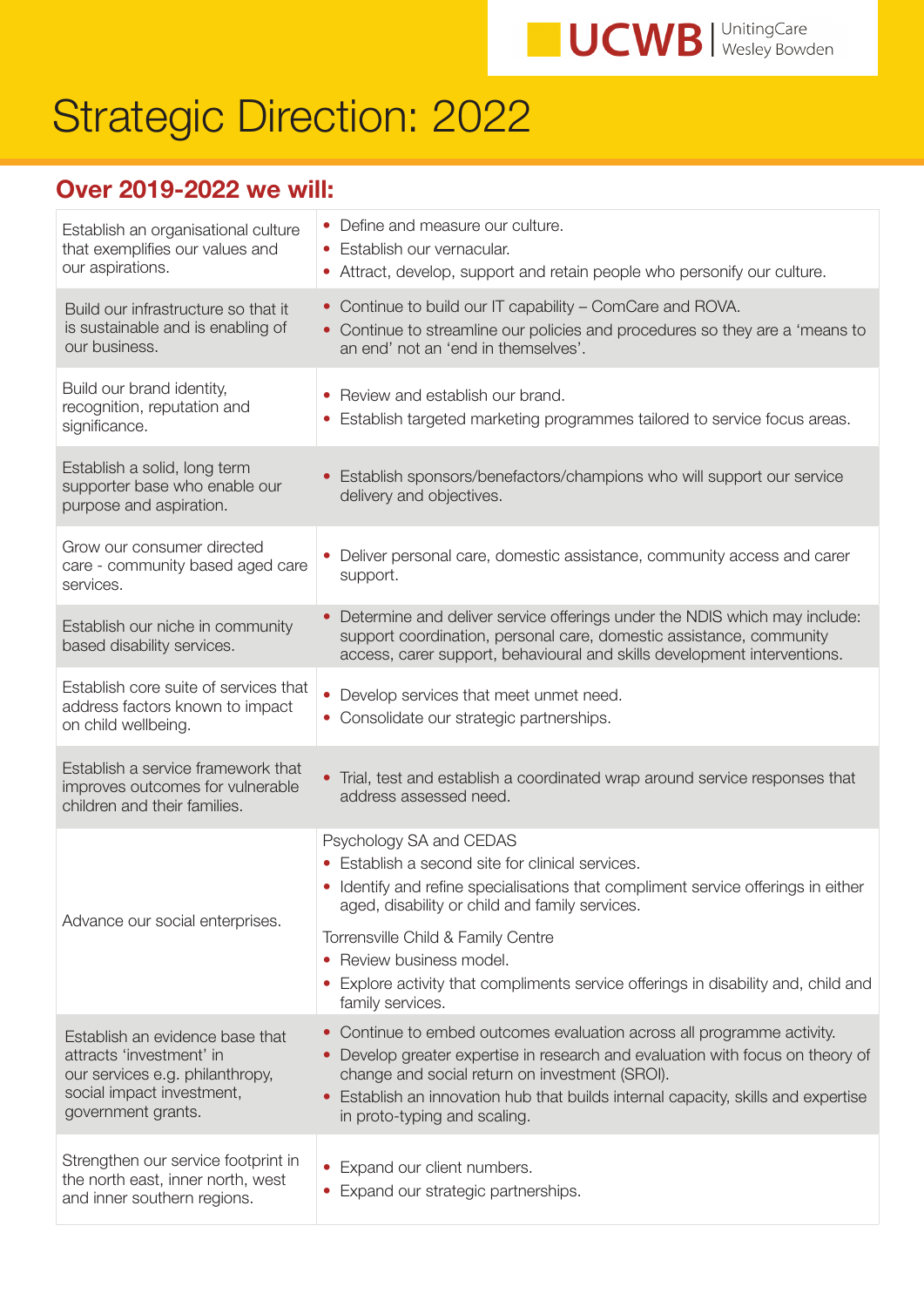# Strategic Direction: 2022

## Over 2019-2022 we will:

| | |
|---|---|
| Establish an organisational culture that exemplifies our values and our aspirations. | • Define and measure our culture.<br>• Establish our vernacular.<br>• Attract, develop, support and retain people who personify our culture. |
| Build our infrastructure so that it is sustainable and is enabling of our business. | • Continue to build our IT capability – ComCare and ROVA.<br>• Continue to streamline our policies and procedures so they are a 'means to an end' not an 'end in themselves'. |
| Build our brand identity, recognition, reputation and significance. | • Review and establish our brand.<br>• Establish targeted marketing programmes tailored to service focus areas. |
| Establish a solid, long term supporter base who enable our purpose and aspiration. | • Establish sponsors/benefactors/champions who will support our service delivery and objectives. |
| Grow our consumer directed care - community based aged care services. | • Deliver personal care, domestic assistance, community access and carer support. |
| Establish our niche in community based disability services. | • Determine and deliver service offerings under the NDIS which may include: support coordination, personal care, domestic assistance, community access, carer support, behavioural and skills development interventions. |
| Establish core suite of services that address factors known to impact on child wellbeing. | • Develop services that meet unmet need.<br>• Consolidate our strategic partnerships. |
| Establish a service framework that improves outcomes for vulnerable children and their families. | • Trial, test and establish a coordinated wrap around service responses that address assessed need. |
| Advance our social enterprises. | Psychology SA and CEDAS<br>• Establish a second site for clinical services.<br>• Identify and refine specialisations that compliment service offerings in either aged, disability or child and family services.<br>Torrensville Child & Family Centre<br>• Review business model.<br>• Explore activity that compliments service offerings in disability and, child and family services. |
| Establish an evidence base that attracts 'investment' in our services e.g. philanthropy, social impact investment, government grants. | • Continue to embed outcomes evaluation across all programme activity.<br>• Develop greater expertise in research and evaluation with focus on theory of change and social return on investment (SROI).<br>• Establish an innovation hub that builds internal capacity, skills and expertise in proto-typing and scaling. |
| Strengthen our service footprint in the north east, inner north, west and inner southern regions. | • Expand our client numbers.<br>• Expand our strategic partnerships. |